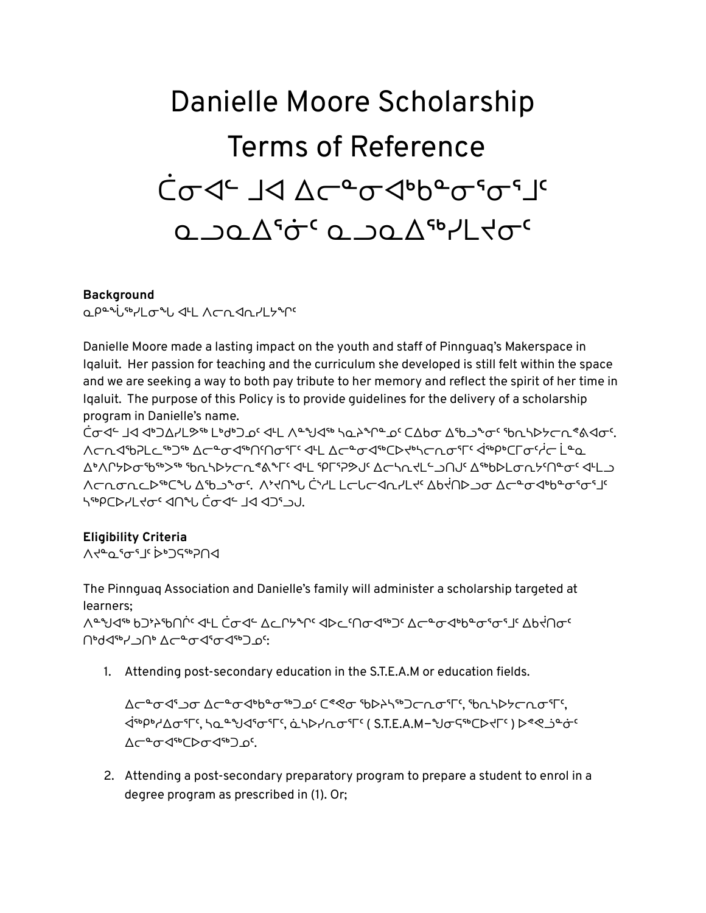# Danielle Moore Scholarship Terms of Reference

# ᑖᓂᐊᓪ ᒨᐊ ᐃᓕᓐᓂᐊᒃᑲᓐᓂᕐᓂᕐᒧᑦ ᓇᓗᓇᐃᕐᓃᑦ ᓇᓗᓇᐃᖅᓯᒪᔪᓂᑦ

**Background**

ᓇᑭᓐᖊᖅᓯᒪᓂᖓ ᐊᒻᒪ ᐱᓕᕆᐊᕆᓯᒪᔾᔪᑎᑦ

Danielle Moore made a lasting impact on the youth and staff of Pinnguaq's Makerspace in Iqaluit. Her passion for teaching and the curriculum she developed is still felt within the space and we are seeking a way to both pay tribute to her memory and reflect the spirit of her time in Iqaluit. The purpose of this Policy is to provide guidelines for the delivery of a scholarship program in Danielle's name.

ᑖᓂᐊᓪ ᒨᐊ ᐊᒃᑐᐃᓯᒪᕗᖅ ᒪᑯᒃᑐᓄᑦ ᐊᒻᒪ ᐱᙳᐊᖅ ᓴᓇᔨᖏᓐᓄᑦ ᑕᐃᑲᓂ ᐃᖃᓗᖕᓂᑦ ᖃᓂᓴᐅᔾᔪᑎᓐᖑᐊᓂᑦ. ᐱᓕᕆᐊᖃᕈᒪᓪᓚᖅᑐᖅ ᐃᓕᓐᓂᐊᖅᑎᑦᑎᓂᕐᒥᑦ ᐊᒻᒪ ᐃᓕᓐᓂᐊᖅᑕᐅᔪᓴᓕᑎᓂᕐᒥᑦ ᐋᖅᑭᒃᑕᒥᓂᑦᓯᓕ ᒫᓐᓇ ᐃᑉᐱᒋᔭᐅᓂᖅᐳᖅ ᖃᓂᓴᐅᔾᔪᑎᓐᖑᐊᓂᒃ ᐊᒻᒪ ᕿᒥᕐᕈᔾᔪᑦ ᐃᓕᓴᕆᔭᒪᓪᓗᑎᒍᑦ ᐃᖅᑲᐅᒪᓂᓴᑦᑎᓐᓂᑦ ᐊᒻᒪᓗ ᐱᓕᕆᓂᕆᓚᐅᖅᑕᖓ ᐃᖃᓗᖕᓂ. ᐱᔪᑎᖓ ᑖᔅᓱᒪ ᒪᓕᒐᓕᐊᕆᓯᒪᔪᑦ ᐃᑲᔪᑎᐅᓗᓂ ᐃᓕᓐᓂᐊᒃᑲᓐᓂᕐᓂᕐᒧᑦ ᓴᖅᑭᑕᐅᓯᒪᔪᓂᑦ ᐊᑎᖓ ᑖᓂᐊᓪ ᒨᐊ ᐊᑐᕐᓗᒍ.

**Eligibility Criteria**

ᐱᔪᓐᓇᕐᓂᕐᒧᑦ ᐆᒃᑐᕋᖅᑎᐊ

The Pinnguaq Association and Danielle's family will administer a scholarship targeted at learners;

ᐱᙳᐊᖅ ᑲᑐᔾᔨᖃᑎᒌᑦ ᐊᒻᒪ ᑖᓂᐊᓪ ᐃᓚᒌᔭᖏᑦ ᐊᐅᓚᑦᑎᓂᐊᖅᑐᑦ ᐃᓕᓐᓂᐊᒃᑲᓐᓂᕐᓂᕐᒧᑦ ᐃᑲᔪᑎᓂᑦ ᑎᒃᑯᐊᖅᓯᒪᓗᑎᒃ ᐃᓕᓐᓂᐊᕐᓂᐊᖅᑐᓄᑦ:

1. Attending post-secondary education in the S.T.E.A.M or education fields.

   ᐃᓕᓐᓂᐊᕐᓗᓂ ᐃᓕᓐᓂᐊᒃᑲᓐᓂᖅᑐᓄᑦ ᑕᕝᕙᓂ ᖃᐅᔨᓴᖅᑐᓕᕆᓂᕐᒥᑦ, ᖃᓂᓴᐅᔭᓕᕆᓂᕐᒥᑦ, ᐋᖅᑭᒃᓯᐃᓂᕐᒥᑦ, ᓴᓇᙳᐊᕐᓂᕐᒥᑦ, ᓈᓴᐅᓯᕆᓂᕐᒥᑦ ( S.T.E.A.M–ᖑᓂᕋᖅᑕᐅᔪᒥᑦ ) ᐅᕝᕙᓘᓐᓃᑦ ᐃᓕᓐᓂᐊᖅᑕᐅᓂᐊᖅᑐᓄᑦ.

2. Attending a post-secondary preparatory program to prepare a student to enrol in a degree program as prescribed in (1). Or;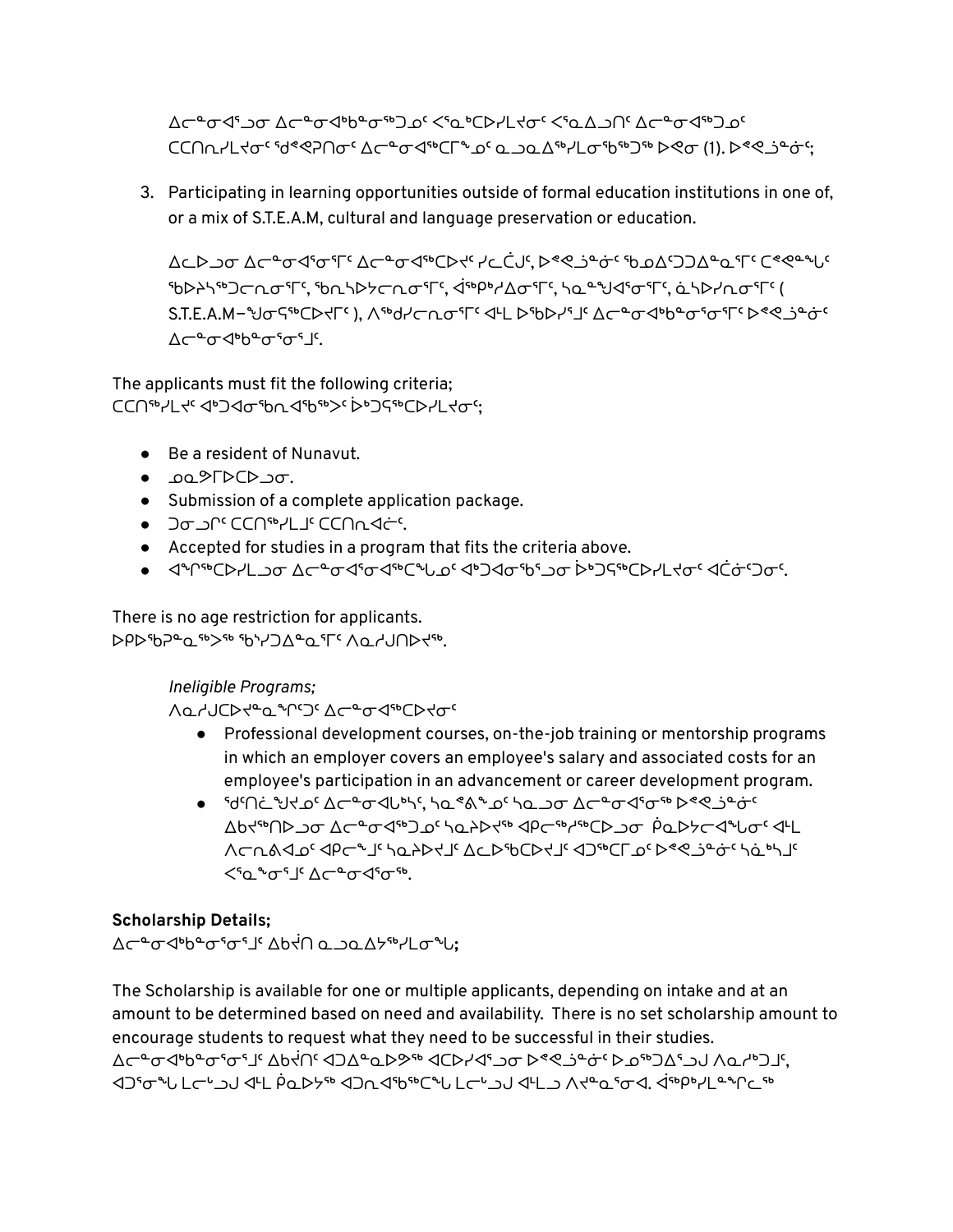ᐃᓕᓐᓂᐊᕐᓗᓂ ᐃᓕᓐᓂᐊᒃᑲᓐᓂᖅᑐᓄᑦ ᐸᕐᓇᒃᑕᐅᓯᒪᔪᓂᑦ ᐸᕐᓇᐃᓗᑎᑦ ᐃᓕᓐᓂᐊᖅᑐᓄᑦ ᑕᑕᑎᕆᓯᒪᔪᓂᑦ ᖁᕝᕙᕈᑎᓂᑦ ᐃᓕᓐᓂᐊᖅᑕᒥᙵᓄᑦ ᓇᓗᓇᐃᖅᓯᒪᓂᖃᖅᑐᖅ ᐅᕙᓂ (1). ᐅᕝᕙᓘᓐᓃᑦ;

3. Participating in learning opportunities outside of formal education institutions in one of, or a mix of S.T.E.A.M, cultural and language preservation or education.

ᐃᓚᐅᓗᓂ ᐃᓕᓐᓂᐊᕐᓂᕐᒥᑦ ᐃᓕᓐᓂᐊᖅᑕᐅᔪᑦ ᓯᓚᑖᓂᑦ, ᐅᕝᕙᓘᓐᓃᑦ ᖃᓄᐃᑦᑐᑐᐃᓐᓇᕐᒥᑦ ᑕᕝᕙᓐᖓᑦ ᖃᐅᔨᓴᖅᑐᓕᕆᓂᕐᒥᑦ, ᖃᕆᓴᐅᔭᓕᕆᓂᕐᒥᑦ, ᐋᖅᑭᒃᓱᐃᓂᕐᒥᑦ, ᓴᓇᙳᐊᕐᓂᕐᒥᑦ, ᓈᓴᐅᓯᕆᓂᕐᒥᑦ ( S.T.E.A.M−ᖑᓂᕋᖅᑕᐅᔪᒥᑦ ), ᐱᖅᑯᓯᓕᕆᓂᕐᒥᑦ ᐊᒻᒪ ᐅᖃᐅᓯᕐᒧᑦ ᐃᓕᓐᓂᐊᒃᑲᓐᓂᕐᓂᕐᒥᑦ ᐅᕝᕙᓘᓐᓃᑦ ᐃᓕᓐᓂᐊᒃᑲᓐᓂᕐᓂᕐᒧᑦ.

The applicants must fit the following criteria;
ᑕᑕᑎᖅᓯᒪᔪᑦ ᐊᒃᑐᐊᓂᖃᕆᐊᖃᖅᐳᑦ ᐆᒃᑐᕋᖅᑕᐅᓯᒪᔪᓂᑦ;

- Be a resident of Nunavut.
- ᓄᓇᕗᒥᐅᑕᐅᓗᓂ.
- Submission of a complete application package.
- ᑐᓂᓗᒋᑦ ᑕᑕᑎᖅᓯᒪᒧᑦ ᑕᑕᑎᕆᐊᓖᑦ.
- Accepted for studies in a program that fits the criteria above.
- ᐊᖏᖅᑕᐅᓯᒪᓗᓂ ᐃᓕᓐᓂᐊᕐᓂᐊᖅᑕᖓᓄᑦ ᐊᒃᑐᐊᓂᖃᕐᓗᓂ ᐆᒃᑐᕋᖅᑕᐅᓯᒪᔪᓂᑦ ᐊᑖᓃᑦᑐᓂᑦ.

There is no age restriction for applicants.
ᐅᑭᐅᖃᕈᓐᓇᖅᐳᖅ ᖃᔅᓯᑐᐃᓐᓇᕐᒥᑦ ᐱᓇᓱᒍᑎᐅᔪᖅ.

*Ineligible Programs;*
ᐱᓇᓱᒍᑕᐅᔪᓐᓇᙱᑦᑐᑦ ᐃᓕᓐᓂᐊᖅᑕᐅᔪᑦ

- Professional development courses, on-the-job training or mentorship programs in which an employer covers an employee's salary and associated costs for an employee's participation in an advancement or career development program.
- ᖁᕝᕙᑎᑖᕐᖑᔪᓄᑦ ᐃᓕᓐᓂᐊᕐᕕᒃᓴᑦ, ᓴᓇᕝᕕᖕᓄᑦ ᓴᓇᓗᓂ ᐃᓕᓐᓂᐊᕐᓂᖅ ᐅᕝᕙᓘᓐᓃᑦ ᐃᑲᔪᖅᑎᐅᓗᓂ ᐃᓕᓐᓂᐊᖅᑐᓄᑦ ᓴᓇᔨᐅᔪᖅ ᐊᑭᖃᖅᓱᖅᑕᐅᓗᓂ ᑮᓇᐅᔭᓕᐊᖓᓄᑦ ᐊᒻᒪ ᐱᓕᕆᕕᐊᓄᑦ ᐊᑭᓕᖕᒧᑦ ᓴᓇᔨᐅᔪᒧᑦ ᐃᓚᐅᖃᑕᐅᔪᒧᑦ ᐊᑐᖅᑕᒥᓄᑦ ᐅᕝᕙᓘᓐᓃᑦ ᓴᓈᕐᓴᒧᑦ ᐸᕐᓇᖕᓂᕐᒧᑦ ᐃᓕᓐᓂᐊᕐᓂᖅ.

## Scholarship Details;
**ᐃᓕᓐᓂᐊᒃᑲᓐᓂᕐᓂᕐᒧᑦ ᐃᑲᔫᑎ ᓇᓗᓇᐃᔭᖅᓯᒪᓂᖓ;**

The Scholarship is available for one or multiple applicants, depending on intake and at an amount to be determined based on need and availability. There is no set scholarship amount to encourage students to request what they need to be successful in their studies.
ᐃᓕᓐᓂᐊᒃᑲᓐᓂᕐᓂᕐᒧᑦ ᐃᑲᔫᑎᑦ ᐊᑐᐃᓐᓇᐅᕗᖅ ᐊᑕᐅᓯᕐᒧᑦ ᐅᕝᕙᓘᓐᓃᑦ ᐅᓄᖅᑐᐃᑦᑐᒧ ᐱᓇᓱᒃᑐᒧᑦ, ᐊᑐᕐᓂᖓ ᒪᓕᒡᓗᒍ ᐊᒻᒪ ᕿᓇᐅᔾᔭᖅ ᐊᑐᓂᐊᖅᑲᖅᑕᖓ ᒪᓕᒡᓗᒍ ᐊᒻᒪᓗ ᐱᔪᓐᓇᕐᓂᐊ. ᐋᖅᑭᒃᓯᒪᙱᑦᑐᖅ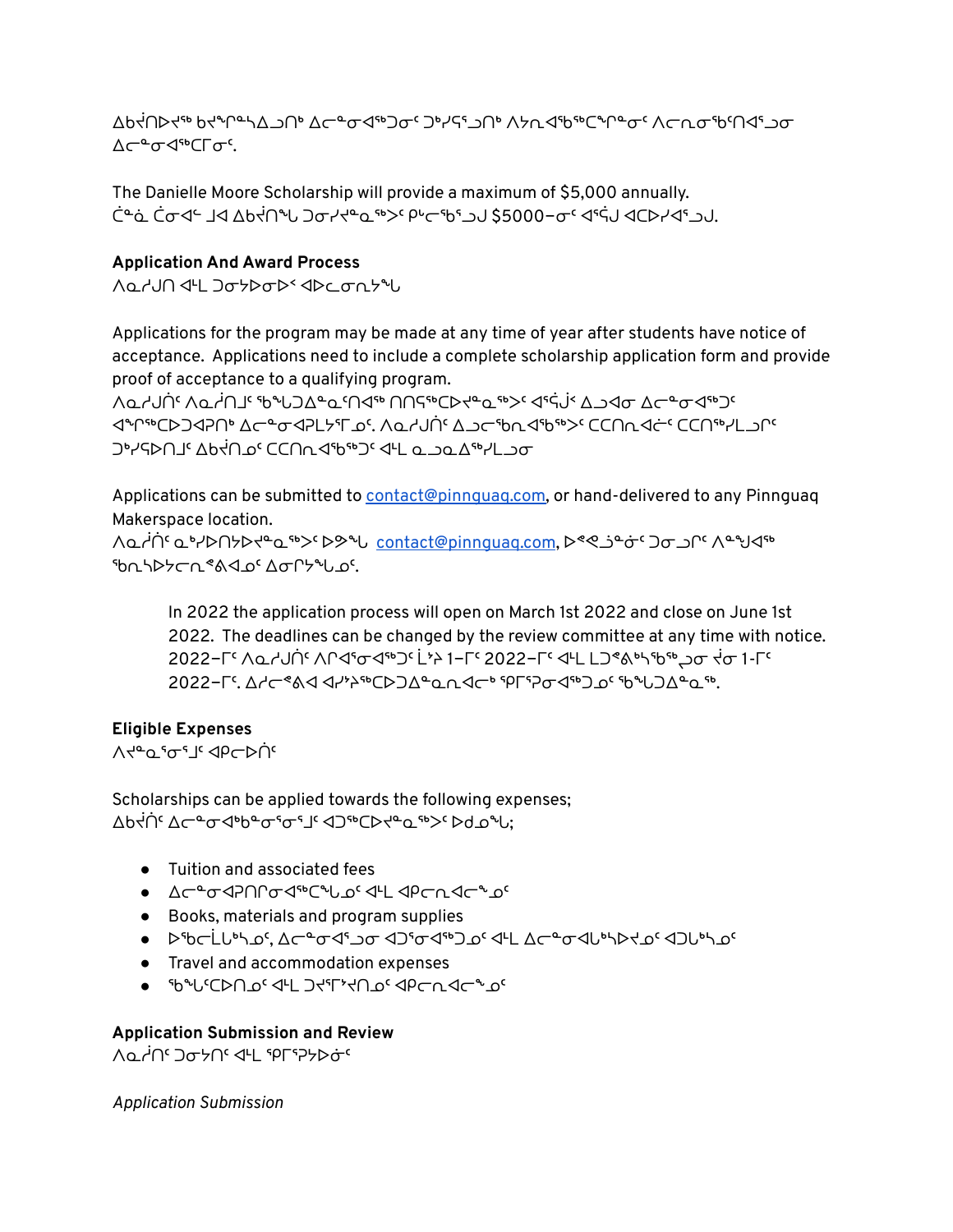ᐃᑲᔫᑎᐅᔪᖅ ᑲᔪᓯᓐᓭᐃᓗᑎᒃ ᐃᓕᓐᓂᐊᖅᑐᓂᑦ ᑐᒃᓯᕌᓗᑎᒃ ᐱᓇᓱᐊᖃᖅᑕᕆᓐᓂᑦ ᐱᓕᕆᓂᖃᑦᑎᐊᕐᓗᓂ ᐃᓕᓐᓂᐊᖅᑕᒥᓂᑦ.

The Danielle Moore Scholarship will provide a maximum of $5,000 annually.
ᑖᓈ ᑖᓂᐊᓪ ᒧᐊ ᐃᑲᔫᑎᖓ ᑐᓂᓯᔪᓐᓇᖅᐳᑦ ᑭᒡᓕᖃᕐᓗᒍ $5000–ᓂᑦ ᐊᕐᕌᒍ ᐊᑕᐅᓯᐊᕐᓗᒍ.

**Application And Award Process**
ᐱᓇᓱᒍᑎ ᐊᒻᒪ ᑐᓂᔭᐅᓂᐅᑉ ᐊᐅᓚᓂᕆᔭᖓ

Applications for the program may be made at any time of year after students have notice of acceptance. Applications need to include a complete scholarship application form and provide proof of acceptance to a qualifying program.
ᐱᓇᓱᒍᑏᑦ ᐱᓇᓱᑎᒧᑦ ᖃᓄᐃᓪᓗᐃᓐᓇᕐᑎᐊᖅ ᑎᑎᕋᖅᑕᐅᔪᓐᓇᖅᐳᑦ ᐊᕐᕌᒍᖅ ᐃᓗᐊᓂ ᐃᓕᓐᓂᐊᖅᑐᑦ ᐊᖏᖅᑕᐅᑐᐊᕈᑎᒃ ᐃᓕᓐᓂᐊᕈᒪᔭᕐᒥᓄᑦ. ᐱᓇᓱᒍᑏᑦ ᐃᓗᓕᖅᑲᐅᑎᐊᖅᑕᐅᒃᐳᑦ ᑕᑕᑎᓕᐊᓖᑦ ᑕᑕᑎᖅᓯᒪᓗᑎᑦ ᑐᒃᓯᕋᐅᑎᒧᑦ ᐃᑲᔫᑎᓄᑦ ᑕᑕᑎᓕᐊᖅᑕᐅᖅᑐᑦ ᐊᒻᒪ ᓇᓗᓇᐃᖅᓯᒪᓗᓂ

Applications can be submitted to contact@pinnguaq.com, or hand-delivered to any Pinnguaq Makerspace location.
ᐱᓇᓲᑎᑦ ᓇᒃᓯᐅᑎᔭᐅᔪᓐᓇᖅᐳᑦ ᐅᕝᕙᓘᓐᓃᑦ contact@pinnguaq.com, ᐅᐸᒍᓐᓂᑦ ᑐᓂᓗᒋᑦ ᐱᙳᐊᖅ ᖃᓴᐅᔭᓕᕆᕖᑦ ᐃᓂᒋᔭᖓᓐᓂᑦ.

> In 2022 the application process will open on March 1st 2022 and close on June 1st 2022. The deadlines can be changed by the review committee at any time with notice.
> 2022–ᒥᑦ ᐱᓇᓱᒍᑏᑦ ᐱᒋᐊᕐᓂᐊᖅᑐᑦ ᒫᔾ 1–ᒥᑦ 2022–ᒥᑦ ᐊᒻᒪ ᒪᑐᕝᕕᒃᓴᖃᖅᖢᓂ ᔫᓂ 1-ᒥᑦ 2022–ᒥᑦ. ᐃᓱᓕᕝᕕᐊ ᐊᓯᔾᔨᖅᑕᐅᑐᐃᓐᓇᕆᐊᓕᒃ ᕿᒥᕐᕈᓂᐊᖅᑐᓄᑦ ᖃᐅᔨᒪᑎᑦᑎᖃᑦᑕᖅᐸ.

**Eligible Expenses**
ᐱᔪᓐᓇᕐᓂᕐᒧᑦ ᐊᑭᓕᐅᑏᑦ

Scholarships can be applied towards the following expenses;
ᐃᑲᔫᑏᑦ ᐃᓕᓐᓂᐊᒃᑲᓐᓂᕐᓂᕐᒧᑦ ᐊᑐᖅᑕᐅᔪᓐᓇᖅᐳᑦ ᐅᑯᓄᖓ;

- Tuition and associated fees
- ᐃᓕᓐᓂᐊᕈᑎᒥᓂᐊᖅᑕᖓᓄᑦ ᐊᒻᒪ ᐊᑭᓕᐊᓕᖓᓄᑦ
- Books, materials and program supplies
- ᐅᖃᓕᒫᒐᒃᓴᓄᑦ, ᐃᓕᓐᓂᐊᕐᓗᓂ ᐊᑐᕐᓂᐊᖅᑐᓄᑦ ᐊᒻᒪ ᐃᓕᓐᓂᐊᕈᒃᓴᐅᔪᓄᑦ ᐊᑐᒐᒃᓴᓄᑦ
- Travel and accommodation expenses
- ᖃᖓᑦᑕᐅᑎᓄᑦ ᐊᒻᒪ ᑐᔪᕐᒥᕐᔪᑎᓄᑦ ᐊᑭᓕᐊᓕᖓᓄᑦ

**Application Submission and Review**
ᐱᓇᓱᑏᑦ ᑐᓂᔭᑎᑦ ᐊᒻᒪ ᕿᒥᕐᕈᔭᐅᓂᖓ

*Application Submission*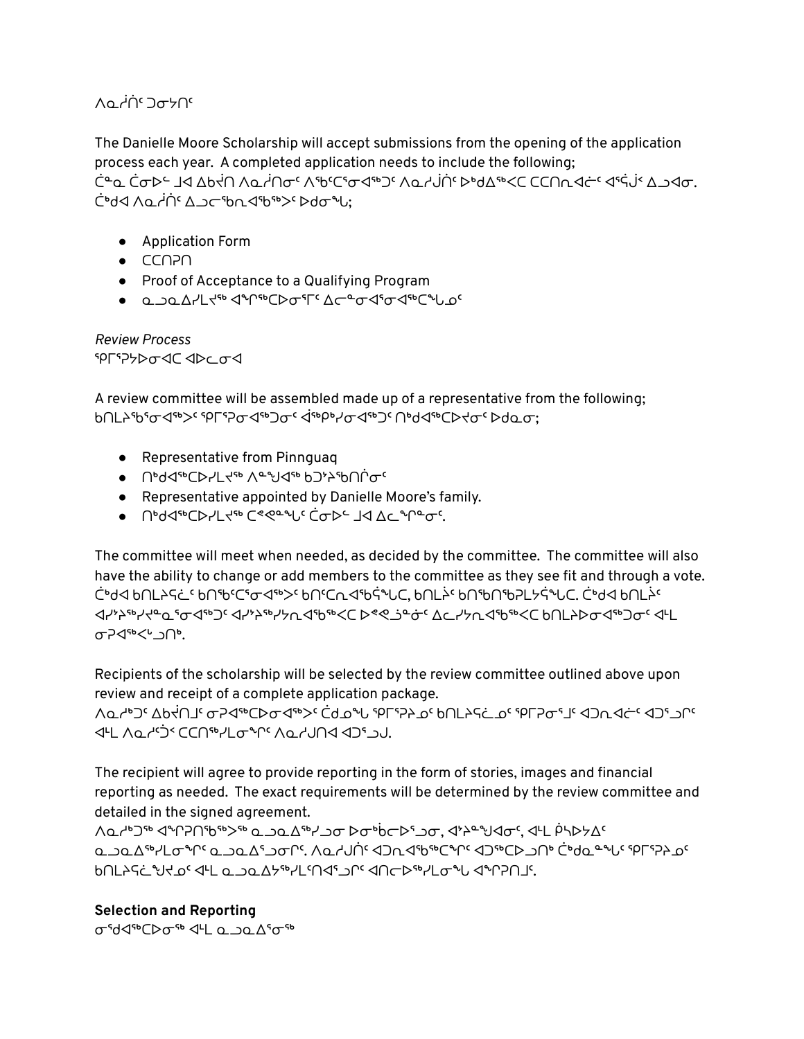ᐱᓇᓱᒌᑎᑦ ᑐᓂᔭᑎᑦ

The Danielle Moore Scholarship will accept submissions from the opening of the application process each year. A completed application needs to include the following;
ᑖᓐᓇ ᑖᓂᐅᓪ ᒧᐊ ᐃᑲᔪᑎ ᐱᓇᓲᑎᓂᑦ ᐱᖃᑦᑕᕐᓂᐊᖅᑐᑦ ᐱᓇᓱᒍᑏᑦ ᐅᒃᑯᐃᖅᐸᑕ ᑕᑕᑎᕆᐊᓖᑦ ᐊᕿᒡᔫᑉ ᐃᓗᐊᓂ. ᑖᒃᑯᐊ ᐱᓇᓱᒌᑎᑦ ᐃᓗᓕᖃᕆᐊᖃᖅᐳᑦ ᐅᑯᓂᖓ;

- Application Form
- ᑕᑕᑎᕈᑎ
- Proof of Acceptance to a Qualifying Program
- ᓇᓗᓇᐃᓯᒪᔪᖅ ᐊᖏᖅᑕᐅᓂᕐᒥᑦ ᐃᓕᓐᓂᐊᕐᓂᐊᖅᑕᖓᓄᑦ

*Review Process*
ᕿᒥᕐᕈᔭᐅᓂᐊᑕ ᐊᐅᓚᓂᐊ

A review committee will be assembled made up of a representative from the following;
ᑲᑎᒪᔩᖃᕐᓂᐊᖅᐳᑦ ᕿᒥᕐᕈᓂᐊᖅᑐᑦ ᐋᖅᑭᒃᓯᓂᐊᖅᑐᑦ ᑎᒃᑯᐊᖅᑕᐅᔪᓂᑦ ᐅᑯᓇᓂ;

- Representative from Pinnguaq
- ᑎᒃᑯᐊᖅᑕᐅᓯᒪᔪᖅ ᐱᓐᖑᐊᖅ ᑲᑐᔾᔨᖃᑎᒌᓂᑦ
- Representative appointed by Danielle Moore's family.
- ᑎᒃᑯᐊᖅᑕᐅᓯᒪᔪᖅ ᑕᕝᕙᓐᖓᑦ ᑖᓂᐅᓪ ᒧᐊ ᐃᓚᖏᓐᓂᑦ.

The committee will meet when needed, as decided by the committee. The committee will also have the ability to change or add members to the committee as they see fit and through a vote.
ᑖᒃᑯᐊ ᑲᑎᒪᔩᓪᓚᑦ ᑲᑎᖅᑕᕐᓂᐊᖅᐳᑦ ᑲᑎᑦᑕᕆᐊᖃᖅᑳᖓᑕ, ᑲᑎᒪᔩᑦ ᑲᑎᒃᑎᒃᑲᓯᒪᔫᖓᑕ. ᑖᒃᑯᐊ ᑲᑎᒪᔩᑦ ᐊᓯᔾᔨᖅᓯᔪᓐᓇᕐᓂᐊᖅᑐᑦ ᐊᓯᔾᔨᖅᓯᔪᓐᓇᐊᖅᑕᖅᐸᑕ ᐅᕙᑦᑐᓐᓃᑦ ᐃᓚᓯᔪᓐᓇᐊᖅᐸᑕ ᑲᑎᒪᔩᓂᐊᖅᑐᓂᑦ ᐊᒻᒪ ᓂᕈᐊᖅᐸᒃᑐᑎᒃ.

Recipients of the scholarship will be selected by the review committee outlined above upon review and receipt of a complete application package.
ᐱᓇᓱᒃᑐᑦ ᐃᑲᔪᑎᒧᑦ ᓂᕈᐊᖅᑕᐅᓂᐊᖅᐳᑦ ᑖᑯᓇᖓ ᕿᒥᕐᕈᔩᓄᑦ ᑲᑎᒪᔩᓪᓚᓄᑦ ᕿᒥᕈᓂᕐᒧᑦ ᐊᑐᓇᐊᓖᑦ ᐊᑐᕐᓗᑎᑦ ᐊᒻᒪ ᐱᓇᓱᑦᑐᑉ ᑕᑕᑎᖅᓯᒪᓂᖓᑎᑦ ᐱᓇᓱᒍᑎᐊ ᐊᑐᕐᓗᒍ.

The recipient will agree to provide reporting in the form of stories, images and financial reporting as needed. The exact requirements will be determined by the review committee and detailed in the signed agreement.
ᐱᓇᓱᒃᑐᖅ ᐊᖏᕈᑎᖃᖅᐳᖅ ᓇᓗᓇᐃᖅᓯᓗᓂ ᐅᓂᒃᑳᓚᐅᕐᓗᓂ, ᐊᔾᔨᖑᐊᓂᑦ, ᐊᒻᒪ ᑮᓯᐅᔭᐃᑦ ᓇᓗᓇᐃᖅᓯᒪᓂᖏᑦ ᓇᓗᓇᐃᕐᓗᓂᒋᑦ. ᐱᓇᓱᒍᑏᑦ ᐊᑐᓇᐊᖅᑕᖏᑦ ᐊᑐᖅᑕᐅᓗᑎᒃ ᑖᒃᑯᓇᖓᑦ ᕿᒥᕐᕈᔩᑦ ᑲᑎᒪᔩᖑᔪᓄᑦ ᐊᒻᒪ ᓇᓗᓇᐃᔭᖅᓯᒪᑦᑎᐊᕐᓗᑎᑦ ᐊᑎᓕᖅᓯᒪᓂᖓ ᐊᖏᕈᑎᒧᑦ.

**Selection and Reporting**
ᓂᕈᐊᖅᑕᐅᓂᖅ ᐊᒻᒪ ᓇᓗᓇᐃᕐᓂᖅ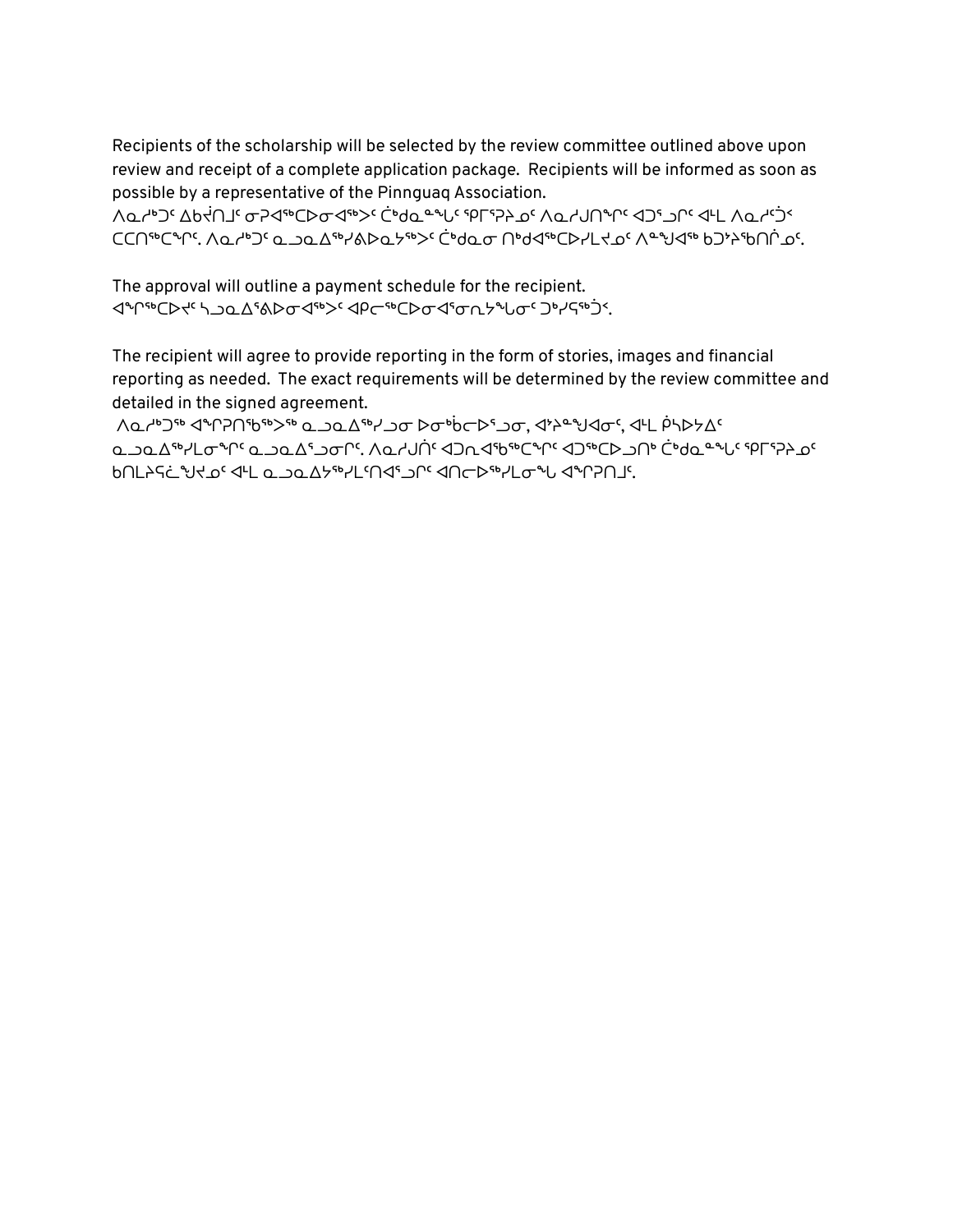Recipients of the scholarship will be selected by the review committee outlined above upon review and receipt of a complete application package. Recipients will be informed as soon as possible by a representative of the Pinnguaq Association.
ᐱᓇᓱᒃᑐᑦ ᐃᑲᔪᖁᑎᒧᑦ ᓂᕈᐊᖅᑕᐅᓂᐊᖅᐳᑦ ᑖᒃᑯᓇᙵᑦ ᕿᒥᕐᕈᔨᓄᑦ ᐱᓇᓱᒍᑎᖏᑦ ᐊᑐᕐᓗᒋᑦ ᐊᒻᒪ ᐱᓇᓱᑦᑑᑉ ᑕᑕᑎᖅᑕᖏᑦ. ᐱᓇᓱᒃᑐᑦ ᓇᓗᓇᐃᖅᓯᕖᑦᓇᔾᖅᐳᑦ ᑖᒃᑯᓇᓂ ᑎᒃᑯᐊᖅᑕᐅᓯᒪᔪᓄᑦ ᐱᖓᑦᑐᐊᖅ ᑲᑐᔾᔨᖃᑎᒌᓐᓄᑦ.

The approval will outline a payment schedule for the recipient.
ᐊᖏᖅᑕᐅᔪᑦ ᓴᓗᓇᐃᕝᕕᐅᓂᐊᖅᐳᑦ ᐊᑭᓕᖅᑕᐅᓂᐊᕐᓂᕆᔭᕐᕕᓂᑦ ᑐᒃᓯᕋᖅᑑᑉ.

The recipient will agree to provide reporting in the form of stories, images and financial reporting as needed. The exact requirements will be determined by the review committee and detailed in the signed agreement.
ᐱᓇᓱᒃᑐᖅ ᐊᖏᕈᑎᖃᖅᐳᖅ ᓇᓗᓇᐃᖅᓯᓗᓂ ᐅᓂᒃᑳᓕᐅᕐᓗᓂ, ᐊᔾᔨᙳᐊᓂᑦ, ᐊᒻᒪ ᑮᓴᐅᔭᐃᑦ ᓇᓗᓇᐃᖅᓯᒪᓂᖏᑦ ᓇᓗᓇᐃᕐᓗᓂᑦ. ᐱᓇᓱᒍᑏᑦ ᐊᑐᓇᕐᖃᖅᑕᖏᑦ ᐊᑐᖅᑕᐅᓗᑎᒃ ᑖᒃᑯᓇᙵᑦ ᕿᒥᕐᕈᔨᓄᑦ ᑲᑎᒪᔨᕋᓛᖑᔪᓄᑦ ᐊᒻᒪ ᓇᓗᓇᐃᔭᖅᓯᒪᕐᑎᐊᕐᓗᒋᑦ ᐊᑎᓕᐅᖅᓯᒪᓂᖓ ᐊᖏᕈᑎᒧᑦ.